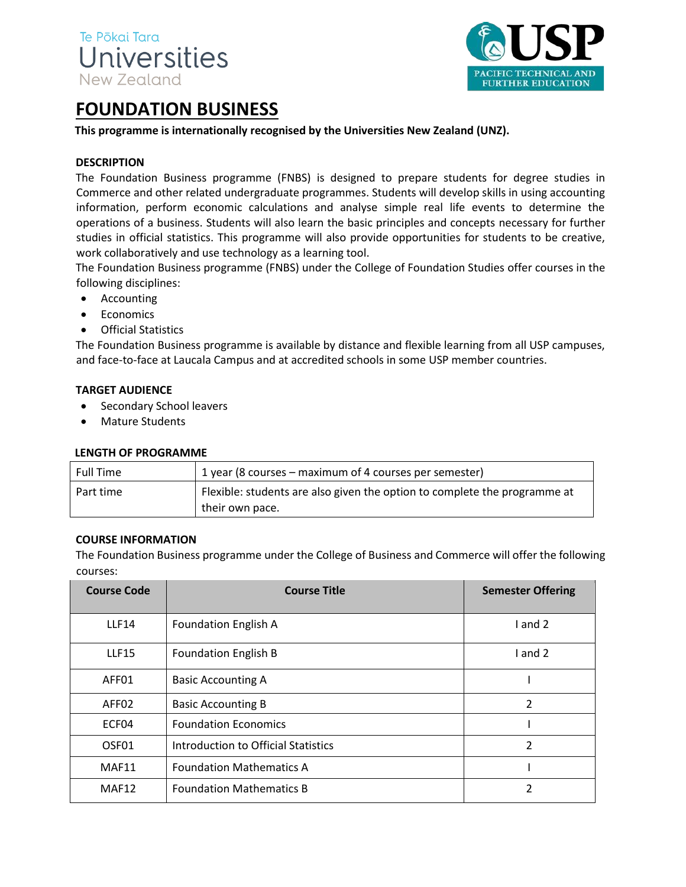Te Pōkai Tara
Universities
New Zealand

USP
PACIFIC TECHNICAL AND FURTHER EDUCATION

# FOUNDATION BUSINESS

**This programme is internationally recognised by the Universities New Zealand (UNZ).**

**DESCRIPTION**

The Foundation Business programme (FNBS) is designed to prepare students for degree studies in Commerce and other related undergraduate programmes. Students will develop skills in using accounting information, perform economic calculations and analyse simple real life events to determine the operations of a business. Students will also learn the basic principles and concepts necessary for further studies in official statistics. This programme will also provide opportunities for students to be creative, work collaboratively and use technology as a learning tool.

The Foundation Business programme (FNBS) under the College of Foundation Studies offer courses in the following disciplines:

- Accounting
- Economics
- Official Statistics

The Foundation Business programme is available by distance and flexible learning from all USP campuses, and face-to-face at Laucala Campus and at accredited schools in some USP member countries.

**TARGET AUDIENCE**

- Secondary School leavers
- Mature Students

**LENGTH OF PROGRAMME**

| Full Time | 1 year (8 courses – maximum of 4 courses per semester) |
|---|---|
| Part time | Flexible: students are also given the option to complete the programme at their own pace. |

**COURSE INFORMATION**

The Foundation Business programme under the College of Business and Commerce will offer the following courses:

| Course Code | Course Title | Semester Offering |
|---|---|---|
| LLF14 | Foundation English A | I and 2 |
| LLF15 | Foundation English B | I and 2 |
| AFF01 | Basic Accounting A | I |
| AFF02 | Basic Accounting B | 2 |
| ECF04 | Foundation Economics | I |
| OSF01 | Introduction to Official Statistics | 2 |
| MAF11 | Foundation Mathematics A | I |
| MAF12 | Foundation Mathematics B | 2 |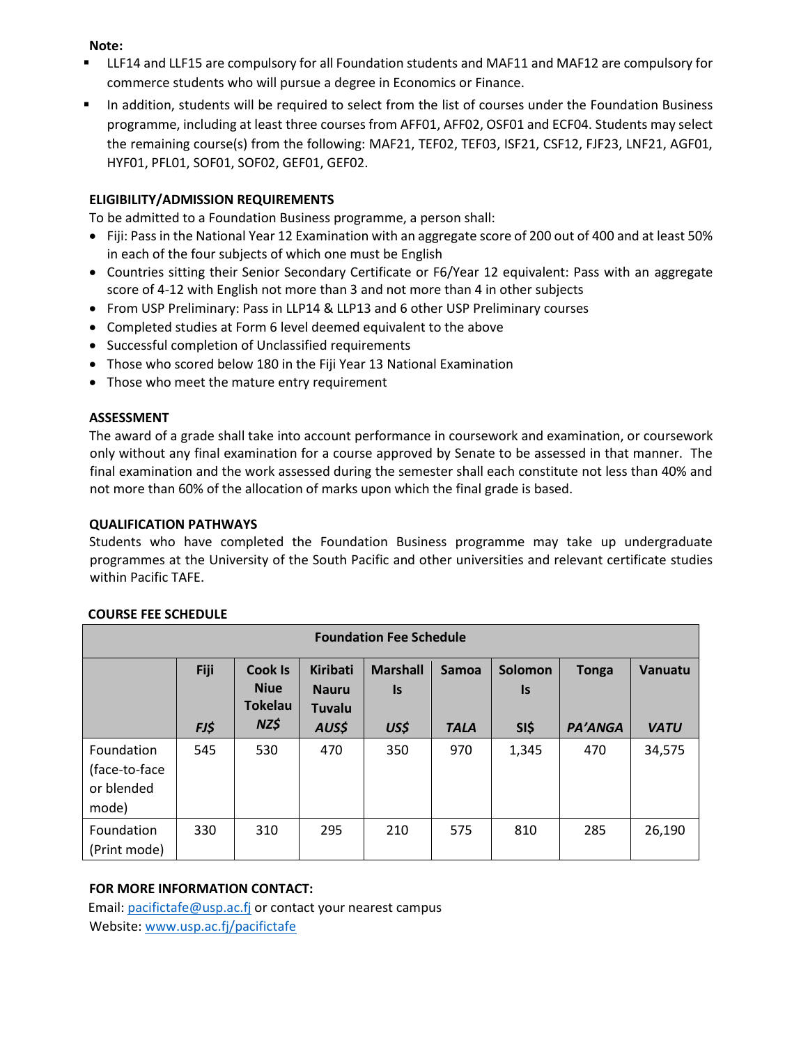**Note:**

- LLF14 and LLF15 are compulsory for all Foundation students and MAF11 and MAF12 are compulsory for commerce students who will pursue a degree in Economics or Finance.
- In addition, students will be required to select from the list of courses under the Foundation Business programme, including at least three courses from AFF01, AFF02, OSF01 and ECF04. Students may select the remaining course(s) from the following: MAF21, TEF02, TEF03, ISF21, CSF12, FJF23, LNF21, AGF01, HYF01, PFL01, SOF01, SOF02, GEF01, GEF02.

**ELIGIBILITY/ADMISSION REQUIREMENTS**

To be admitted to a Foundation Business programme, a person shall:

- Fiji: Pass in the National Year 12 Examination with an aggregate score of 200 out of 400 and at least 50% in each of the four subjects of which one must be English
- Countries sitting their Senior Secondary Certificate or F6/Year 12 equivalent: Pass with an aggregate score of 4-12 with English not more than 3 and not more than 4 in other subjects
- From USP Preliminary: Pass in LLP14 & LLP13 and 6 other USP Preliminary courses
- Completed studies at Form 6 level deemed equivalent to the above
- Successful completion of Unclassified requirements
- Those who scored below 180 in the Fiji Year 13 National Examination
- Those who meet the mature entry requirement

**ASSESSMENT**

The award of a grade shall take into account performance in coursework and examination, or coursework only without any final examination for a course approved by Senate to be assessed in that manner. The final examination and the work assessed during the semester shall each constitute not less than 40% and not more than 60% of the allocation of marks upon which the final grade is based.

**QUALIFICATION PATHWAYS**

Students who have completed the Foundation Business programme may take up undergraduate programmes at the University of the South Pacific and other universities and relevant certificate studies within Pacific TAFE.

**COURSE FEE SCHEDULE**

| Foundation Fee Schedule | | | | | | | | |
|---|---|---|---|---|---|---|---|---|
| | Fiji *FJ$* | Cook Is Niue Tokelau *NZ$* | Kiribati Nauru Tuvalu *AUS$* | Marshall Is *US$* | Samoa *TALA* | Solomon Is *SI$* | Tonga *PA'ANGA* | Vanuatu *VATU* |
| Foundation (face-to-face or blended mode) | 545 | 530 | 470 | 350 | 970 | 1,345 | 470 | 34,575 |
| Foundation (Print mode) | 330 | 310 | 295 | 210 | 575 | 810 | 285 | 26,190 |

**FOR MORE INFORMATION CONTACT:**

Email: pacifictafe@usp.ac.fj or contact your nearest campus
Website: www.usp.ac.fj/pacifictafe